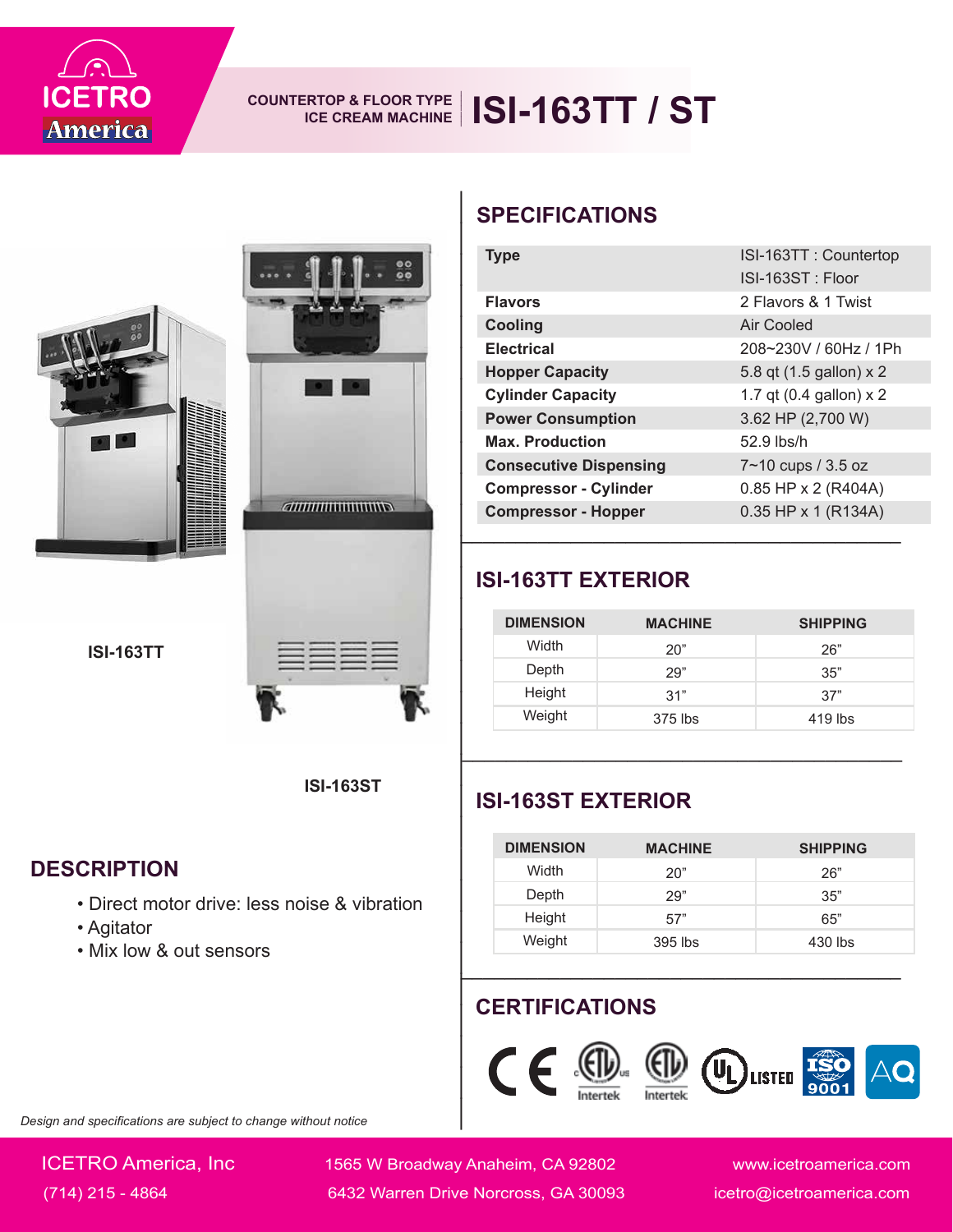ICETRO America

COUNTERTOP & FLOOR TYPE ICE CREAM MACHINE

# ISI-163TT / ST

ISI-163TT

ISI-163ST

## DESCRIPTION

- Direct motor drive: less noise & vibration
- Agitator
- Mix low & out sensors

## SPECIFICATIONS

| | |
|---|---|
| **Type** | ISI-163TT : Countertop<br>ISI-163ST : Floor |
| **Flavors** | 2 Flavors & 1 Twist |
| **Cooling** | Air Cooled |
| **Electrical** | 208~230V / 60Hz / 1Ph |
| **Hopper Capacity** | 5.8 qt (1.5 gallon) x 2 |
| **Cylinder Capacity** | 1.7 qt (0.4 gallon) x 2 |
| **Power Consumption** | 3.62 HP (2,700 W) |
| **Max. Production** | 52.9 lbs/h |
| **Consecutive Dispensing** | 7~10 cups / 3.5 oz |
| **Compressor - Cylinder** | 0.85 HP x 2 (R404A) |
| **Compressor - Hopper** | 0.35 HP x 1 (R134A) |

## ISI-163TT EXTERIOR

| DIMENSION | MACHINE | SHIPPING |
|---|---|---|
| Width | 20” | 26” |
| Depth | 29” | 35” |
| Height | 31” | 37” |
| Weight | 375 lbs | 419 lbs |

## ISI-163ST EXTERIOR

| DIMENSION | MACHINE | SHIPPING |
|---|---|---|
| Width | 20” | 26” |
| Depth | 29” | 35” |
| Height | 57” | 65” |
| Weight | 395 lbs | 430 lbs |

## CERTIFICATIONS

CE, ETL Intertek, ETL Intertek, UL LISTED, ISO 9001, AQ

*Design and specifications are subject to change without notice*

ICETRO America, Inc
(714) 215 - 4864

1565 W Broadway Anaheim, CA 92802
6432 Warren Drive Norcross, GA 30093

www.icetroamerica.com
icetro@icetroamerica.com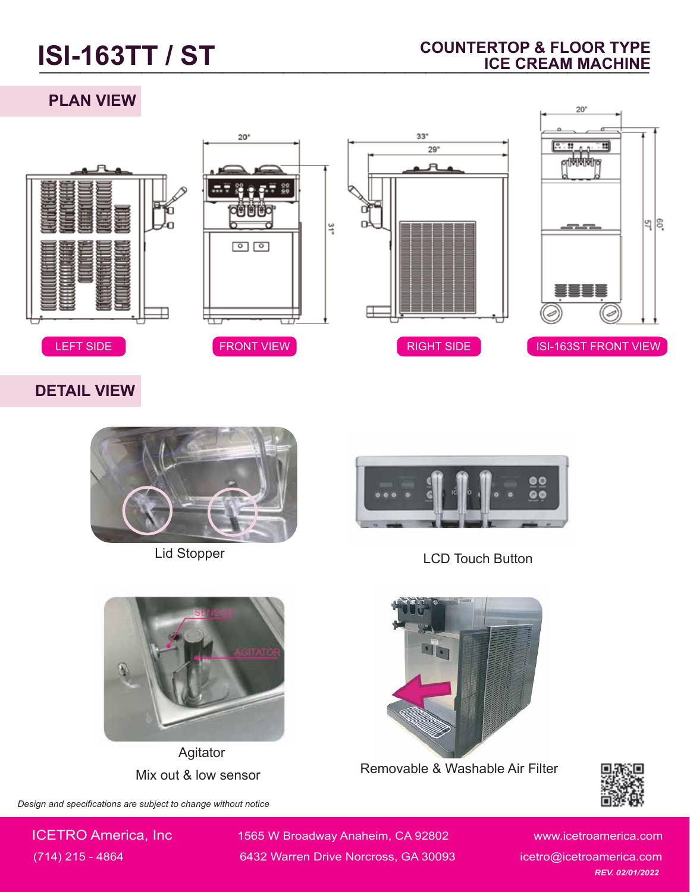# ISI-163TT / ST

**COUNTERTOP & FLOOR TYPE ICE CREAM MACHINE**

## PLAN VIEW

20"

31"

33"

29"

20"

57"

60"

LEFT SIDE

FRONT VIEW

RIGHT SIDE

ISI-163ST FRONT VIEW

## DETAIL VIEW

Lid Stopper

LCD Touch Button

SENSOR

AGITATOR

Agitator

Mix out & low sensor

Removable & Washable Air Filter

*Design and specifications are subject to change without notice*

ICETRO America, Inc
(714) 215 - 4864

1565 W Broadway Anaheim, CA 92802
6432 Warren Drive Norcross, GA 30093

www.icetroamerica.com
icetro@icetroamerica.com

*REV. 02/01/2022*